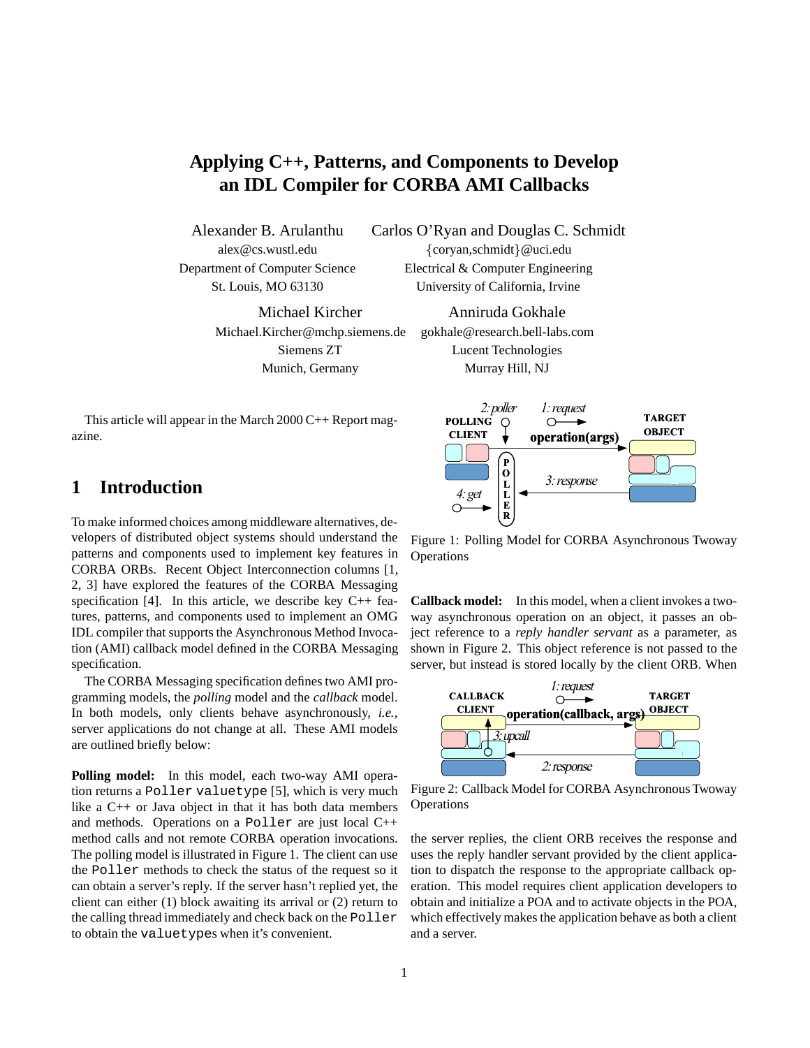# Applying C++, Patterns, and Components to Develop an IDL Compiler for CORBA AMI Callbacks

Alexander B. Arulanthu
alex@cs.wustl.edu
Department of Computer Science
St. Louis, MO 63130

Carlos O'Ryan and Douglas C. Schmidt
{coryan,schmidt}@uci.edu
Electrical & Computer Engineering
University of California, Irvine

Michael Kircher
Michael.Kircher@mchp.siemens.de
Siemens ZT
Munich, Germany

Anniruda Gokhale
gokhale@research.bell-labs.com
Lucent Technologies
Murray Hill, NJ

This article will appear in the March 2000 C++ Report magazine.

## 1 Introduction

To make informed choices among middleware alternatives, developers of distributed object systems should understand the patterns and components used to implement key features in CORBA ORBs. Recent Object Interconnection columns [1, 2, 3] have explored the features of the CORBA Messaging specification [4]. In this article, we describe key C++ features, patterns, and components used to implement an OMG IDL compiler that supports the Asynchronous Method Invocation (AMI) callback model defined in the CORBA Messaging specification.

The CORBA Messaging specification defines two AMI programming models, the *polling* model and the *callback* model. In both models, only clients behave asynchronously, *i.e.*, server applications do not change at all. These AMI models are outlined briefly below:

**Polling model:** In this model, each two-way AMI operation returns a `Poller` `valuetype` [5], which is very much like a C++ or Java object in that it has both data members and methods. Operations on a `Poller` are just local C++ method calls and not remote CORBA operation invocations. The polling model is illustrated in Figure 1. The client can use the `Poller` methods to check the status of the request so it can obtain a server's reply. If the server hasn't replied yet, the client can either (1) block awaiting its arrival or (2) return to the calling thread immediately and check back on the `Poller` to obtain the `valuetype`s when it's convenient.

Figure 1: Polling Model for CORBA Asynchronous Twoway Operations

**Callback model:** In this model, when a client invokes a two-way asynchronous operation on an object, it passes an object reference to a *reply handler servant* as a parameter, as shown in Figure 2. This object reference is not passed to the server, but instead is stored locally by the client ORB. When the server replies, the client ORB receives the response and uses the reply handler servant provided by the client application to dispatch the response to the appropriate callback operation. This model requires client application developers to obtain and initialize a POA and to activate objects in the POA, which effectively makes the application behave as both a client and a server.

Figure 2: Callback Model for CORBA Asynchronous Twoway Operations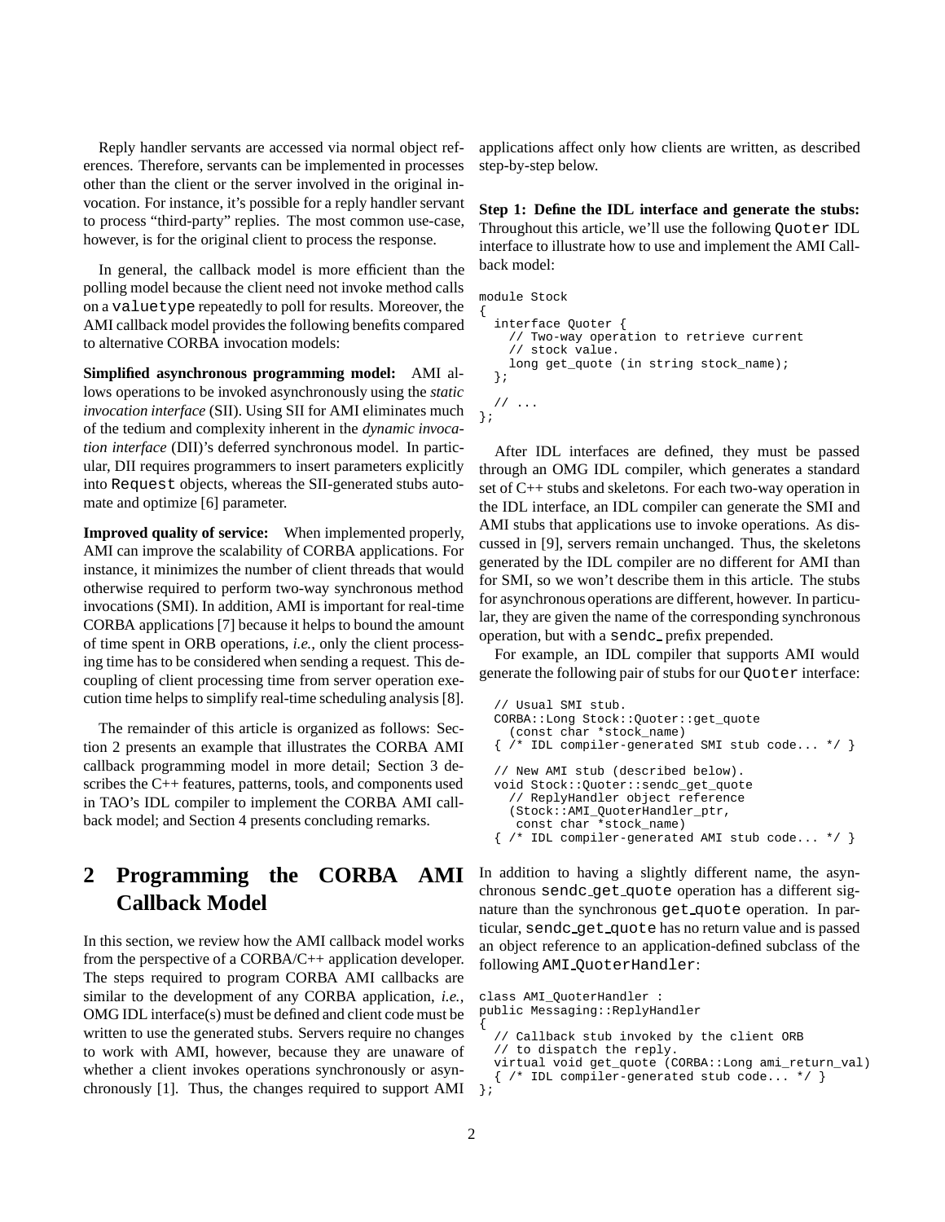Reply handler servants are accessed via normal object references. Therefore, servants can be implemented in processes other than the client or the server involved in the original invocation. For instance, it's possible for a reply handler servant to process "third-party" replies. The most common use-case, however, is for the original client to process the response.

In general, the callback model is more efficient than the polling model because the client need not invoke method calls on a `valuetype` repeatedly to poll for results. Moreover, the AMI callback model provides the following benefits compared to alternative CORBA invocation models:

**Simplified asynchronous programming model:** AMI allows operations to be invoked asynchronously using the *static invocation interface* (SII). Using SII for AMI eliminates much of the tedium and complexity inherent in the *dynamic invocation interface* (DII)'s deferred synchronous model. In particular, DII requires programmers to insert parameters explicitly into `Request` objects, whereas the SII-generated stubs automate and optimize [6] parameter.

**Improved quality of service:** When implemented properly, AMI can improve the scalability of CORBA applications. For instance, it minimizes the number of client threads that would otherwise required to perform two-way synchronous method invocations (SMI). In addition, AMI is important for real-time CORBA applications [7] because it helps to bound the amount of time spent in ORB operations, *i.e.*, only the client processing time has to be considered when sending a request. This decoupling of client processing time from server operation execution time helps to simplify real-time scheduling analysis [8].

The remainder of this article is organized as follows: Section 2 presents an example that illustrates the CORBA AMI callback programming model in more detail; Section 3 describes the C++ features, patterns, tools, and components used in TAO's IDL compiler to implement the CORBA AMI callback model; and Section 4 presents concluding remarks.

## 2 Programming the CORBA AMI Callback Model

In this section, we review how the AMI callback model works from the perspective of a CORBA/C++ application developer. The steps required to program CORBA AMI callbacks are similar to the development of any CORBA application, *i.e.*, OMG IDL interface(s) must be defined and client code must be written to use the generated stubs. Servers require no changes to work with AMI, however, because they are unaware of whether a client invokes operations synchronously or asynchronously [1]. Thus, the changes required to support AMI applications affect only how clients are written, as described step-by-step below.

**Step 1: Define the IDL interface and generate the stubs:** Throughout this article, we'll use the following `Quoter` IDL interface to illustrate how to use and implement the AMI Callback model:

```
module Stock
{
  interface Quoter {
    // Two-way operation to retrieve current
    // stock value.
    long get_quote (in string stock_name);
  };

  // ...
};
```

After IDL interfaces are defined, they must be passed through an OMG IDL compiler, which generates a standard set of C++ stubs and skeletons. For each two-way operation in the IDL interface, an IDL compiler can generate the SMI and AMI stubs that applications use to invoke operations. As discussed in [9], servers remain unchanged. Thus, the skeletons generated by the IDL compiler are no different for AMI than for SMI, so we won't describe them in this article. The stubs for asynchronous operations are different, however. In particular, they are given the name of the corresponding synchronous operation, but with a `sendc_` prefix prepended.

For example, an IDL compiler that supports AMI would generate the following pair of stubs for our `Quoter` interface:

```
  // Usual SMI stub.
  CORBA::Long Stock::Quoter::get_quote
    (const char *stock_name)
  { /* IDL compiler-generated SMI stub code... */ }

  // New AMI stub (described below).
  void Stock::Quoter::sendc_get_quote
    // ReplyHandler object reference
    (Stock::AMI_QuoterHandler_ptr,
     const char *stock_name)
  { /* IDL compiler-generated AMI stub code... */ }
```

In addition to having a slightly different name, the asynchronous `sendc_get_quote` operation has a different signature than the synchronous `get_quote` operation. In particular, `sendc_get_quote` has no return value and is passed an object reference to an application-defined subclass of the following `AMI_QuoterHandler`:

```
class AMI_QuoterHandler :
public Messaging::ReplyHandler
{
  // Callback stub invoked by the client ORB
  // to dispatch the reply.
  virtual void get_quote (CORBA::Long ami_return_val)
  { /* IDL compiler-generated stub code... */ }
};
```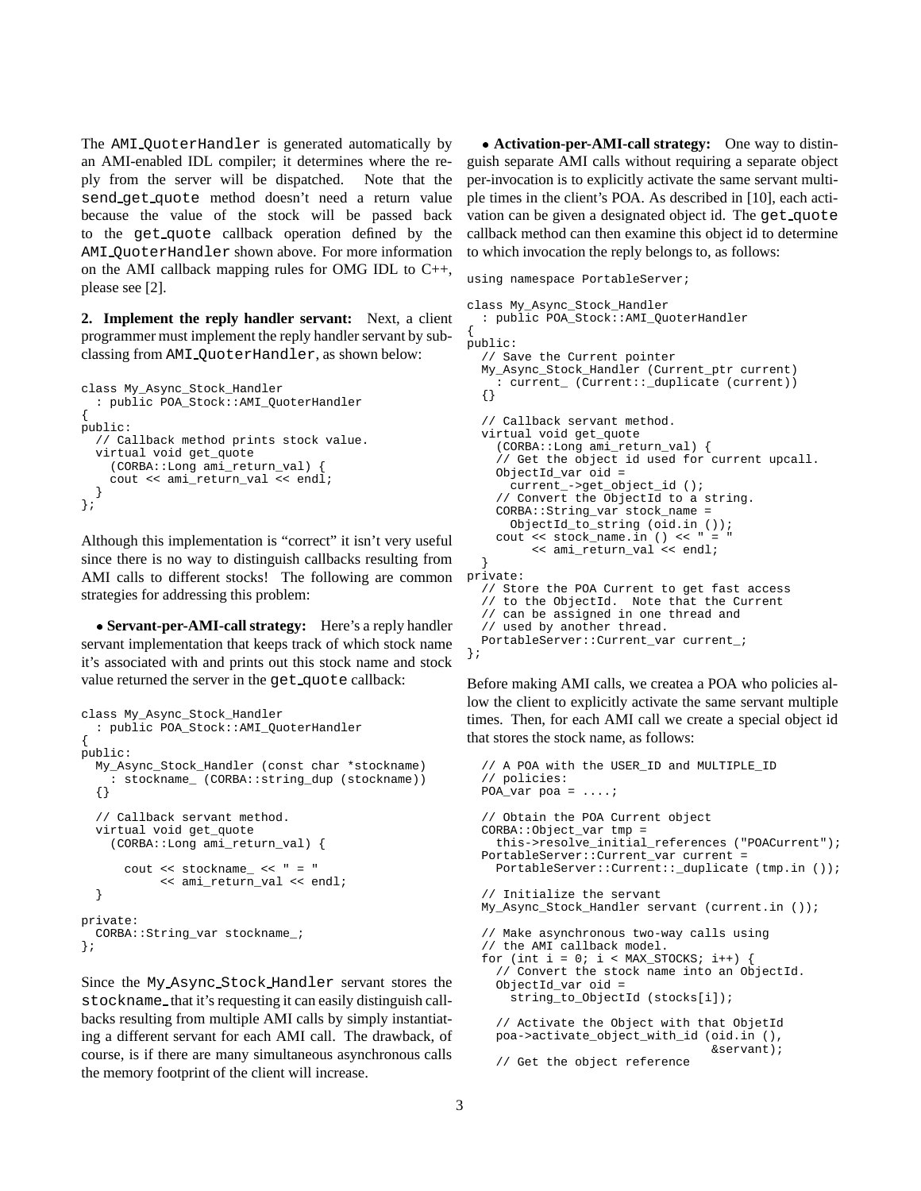The AMI_QuoterHandler is generated automatically by an AMI-enabled IDL compiler; it determines where the reply from the server will be dispatched. Note that the send_get_quote method doesn't need a return value because the value of the stock will be passed back to the get_quote callback operation defined by the AMI_QuoterHandler shown above. For more information on the AMI callback mapping rules for OMG IDL to C++, please see [2].

**2. Implement the reply handler servant:** Next, a client programmer must implement the reply handler servant by subclassing from AMI_QuoterHandler, as shown below:

```
class My_Async_Stock_Handler
  : public POA_Stock::AMI_QuoterHandler
{
public:
  // Callback method prints stock value.
  virtual void get_quote
    (CORBA::Long ami_return_val) {
    cout << ami_return_val << endl;
  }
};
```

Although this implementation is "correct" it isn't very useful since there is no way to distinguish callbacks resulting from AMI calls to different stocks! The following are common strategies for addressing this problem:

- **Servant-per-AMI-call strategy:** Here's a reply handler servant implementation that keeps track of which stock name it's associated with and prints out this stock name and stock value returned the server in the get_quote callback:

```
class My_Async_Stock_Handler
  : public POA_Stock::AMI_QuoterHandler
{
public:
  My_Async_Stock_Handler (const char *stockname)
    : stockname_ (CORBA::string_dup (stockname))
  {}

  // Callback servant method.
  virtual void get_quote
    (CORBA::Long ami_return_val) {

      cout << stockname_ << " = "
           << ami_return_val << endl;
  }

private:
  CORBA::String_var stockname_;
};
```

Since the My_Async_Stock_Handler servant stores the stockname_ that it's requesting it can easily distinguish callbacks resulting from multiple AMI calls by simply instantiating a different servant for each AMI call. The drawback, of course, is if there are many simultaneous asynchronous calls the memory footprint of the client will increase.

- **Activation-per-AMI-call strategy:** One way to distinguish separate AMI calls without requiring a separate object per-invocation is to explicitly activate the same servant multiple times in the client's POA. As described in [10], each activation can be given a designated object id. The get_quote callback method can then examine this object id to determine to which invocation the reply belongs to, as follows:

```
using namespace PortableServer;

class My_Async_Stock_Handler
  : public POA_Stock::AMI_QuoterHandler
{
public:
  // Save the Current pointer
  My_Async_Stock_Handler (Current_ptr current)
    : current_ (Current::_duplicate (current))
  {}

  // Callback servant method.
  virtual void get_quote
    (CORBA::Long ami_return_val) {
    // Get the object id used for current upcall.
    ObjectId_var oid =
      current_->get_object_id ();
    // Convert the ObjectId to a string.
    CORBA::String_var stock_name =
      ObjectId_to_string (oid.in ());
    cout << stock_name.in () << " = "
         << ami_return_val << endl;
  }
private:
  // Store the POA Current to get fast access
  // to the ObjectId.  Note that the Current
  // can be assigned in one thread and
  // used by another thread.
  PortableServer::Current_var current_;
};
```

Before making AMI calls, we createa a POA who policies allow the client to explicitly activate the same servant multiple times. Then, for each AMI call we create a special object id that stores the stock name, as follows:

```
  // A POA with the USER_ID and MULTIPLE_ID
  // policies:
  POA_var poa = ....;

  // Obtain the POA Current object
  CORBA::Object_var tmp =
    this->resolve_initial_references ("POACurrent");
  PortableServer::Current_var current =
    PortableServer::Current::_duplicate (tmp.in ());

  // Initialize the servant
  My_Async_Stock_Handler servant (current.in ());

  // Make asynchronous two-way calls using
  // the AMI callback model.
  for (int i = 0; i < MAX_STOCKS; i++) {
    // Convert the stock name into an ObjectId.
    ObjectId_var oid =
      string_to_ObjectId (stocks[i]);

    // Activate the Object with that ObjetId
    poa->activate_object_with_id (oid.in (),
                                  &servant);
    // Get the object reference
```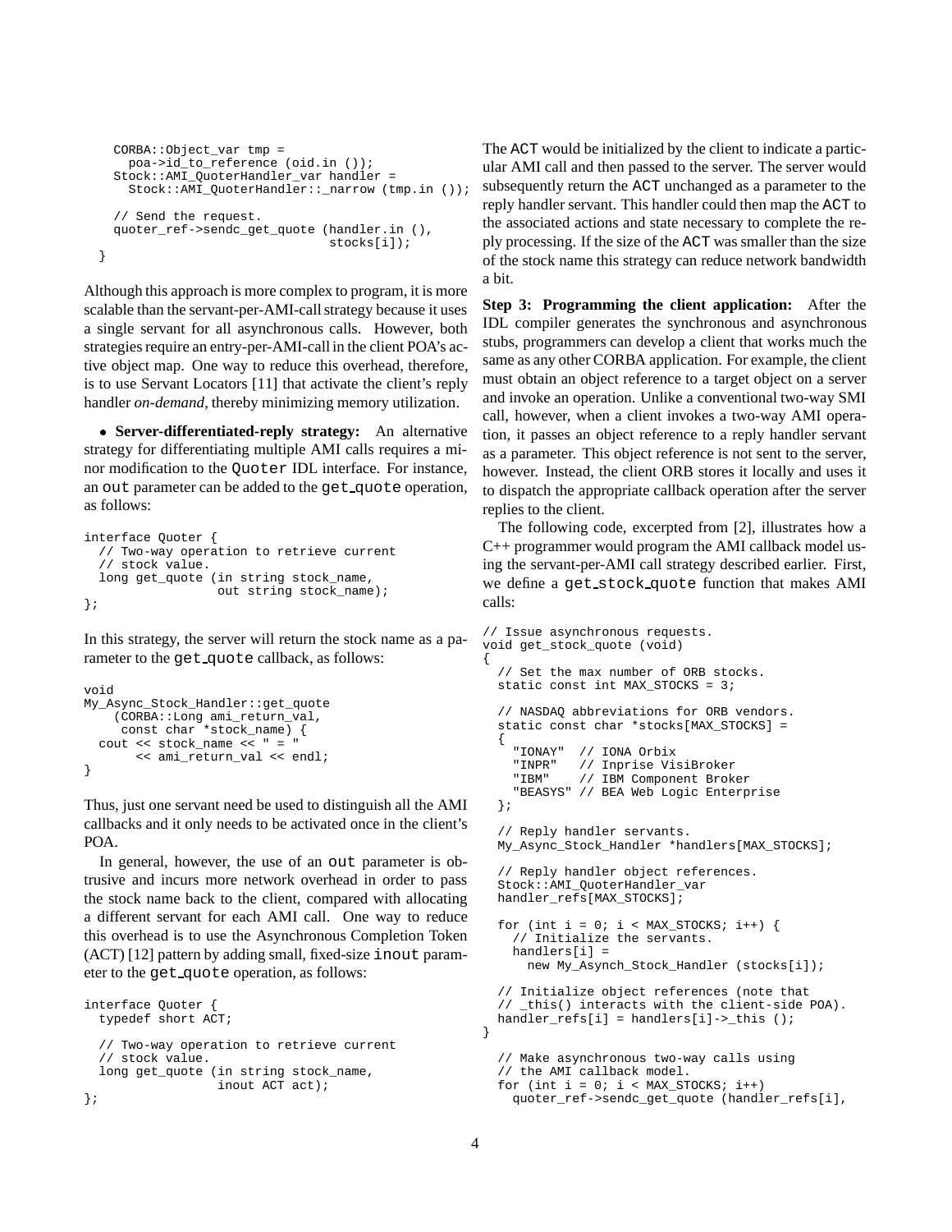```
    CORBA::Object_var tmp =
      poa->id_to_reference (oid.in ());
    Stock::AMI_QuoterHandler_var handler =
      Stock::AMI_QuoterHandler::_narrow (tmp.in ());

    // Send the request.
    quoter_ref->sendc_get_quote (handler.in (),
                                 stocks[i]);
  }
```

Although this approach is more complex to program, it is more scalable than the servant-per-AMI-call strategy because it uses a single servant for all asynchronous calls. However, both strategies require an entry-per-AMI-call in the client POA's active object map. One way to reduce this overhead, therefore, is to use Servant Locators [11] that activate the client's reply handler *on-demand*, thereby minimizing memory utilization.

- **Server-differentiated-reply strategy:** An alternative strategy for differentiating multiple AMI calls requires a minor modification to the `Quoter` IDL interface. For instance, an `out` parameter can be added to the `get_quote` operation, as follows:

```
interface Quoter {
  // Two-way operation to retrieve current
  // stock value.
  long get_quote (in string stock_name,
                  out string stock_name);
};
```

In this strategy, the server will return the stock name as a parameter to the `get_quote` callback, as follows:

```
void
My_Async_Stock_Handler::get_quote
    (CORBA::Long ami_return_val,
     const char *stock_name) {
  cout << stock_name << " = "
       << ami_return_val << endl;
}
```

Thus, just one servant need be used to distinguish all the AMI callbacks and it only needs to be activated once in the client's POA.

In general, however, the use of an `out` parameter is obtrusive and incurs more network overhead in order to pass the stock name back to the client, compared with allocating a different servant for each AMI call. One way to reduce this overhead is to use the Asynchronous Completion Token (ACT) [12] pattern by adding small, fixed-size `inout` parameter to the `get_quote` operation, as follows:

```
interface Quoter {
  typedef short ACT;

  // Two-way operation to retrieve current
  // stock value.
  long get_quote (in string stock_name,
                  inout ACT act);
};
```

The `ACT` would be initialized by the client to indicate a particular AMI call and then passed to the server. The server would subsequently return the `ACT` unchanged as a parameter to the reply handler servant. This handler could then map the `ACT` to the associated actions and state necessary to complete the reply processing. If the size of the `ACT` was smaller than the size of the stock name this strategy can reduce network bandwidth a bit.

**Step 3: Programming the client application:** After the IDL compiler generates the synchronous and asynchronous stubs, programmers can develop a client that works much the same as any other CORBA application. For example, the client must obtain an object reference to a target object on a server and invoke an operation. Unlike a conventional two-way SMI call, however, when a client invokes a two-way AMI operation, it passes an object reference to a reply handler servant as a parameter. This object reference is not sent to the server, however. Instead, the client ORB stores it locally and uses it to dispatch the appropriate callback operation after the server replies to the client.

The following code, excerpted from [2], illustrates how a C++ programmer would program the AMI callback model using the servant-per-AMI call strategy described earlier. First, we define a `get_stock_quote` function that makes AMI calls:

```
// Issue asynchronous requests.
void get_stock_quote (void)
{
  // Set the max number of ORB stocks.
  static const int MAX_STOCKS = 3;

  // NASDAQ abbreviations for ORB vendors.
  static const char *stocks[MAX_STOCKS] =
  {
    "IONAY"  // IONA Orbix
    "INPR"   // Inprise VisiBroker
    "IBM"    // IBM Component Broker
    "BEASYS" // BEA Web Logic Enterprise
  };

  // Reply handler servants.
  My_Async_Stock_Handler *handlers[MAX_STOCKS];

  // Reply handler object references.
  Stock::AMI_QuoterHandler_var
  handler_refs[MAX_STOCKS];

  for (int i = 0; i < MAX_STOCKS; i++) {
    // Initialize the servants.
    handlers[i] =
      new My_Asynch_Stock_Handler (stocks[i]);

  // Initialize object references (note that
  // _this() interacts with the client-side POA).
  handler_refs[i] = handlers[i]->_this ();
}

  // Make asynchronous two-way calls using
  // the AMI callback model.
  for (int i = 0; i < MAX_STOCKS; i++)
    quoter_ref->sendc_get_quote (handler_refs[i],
```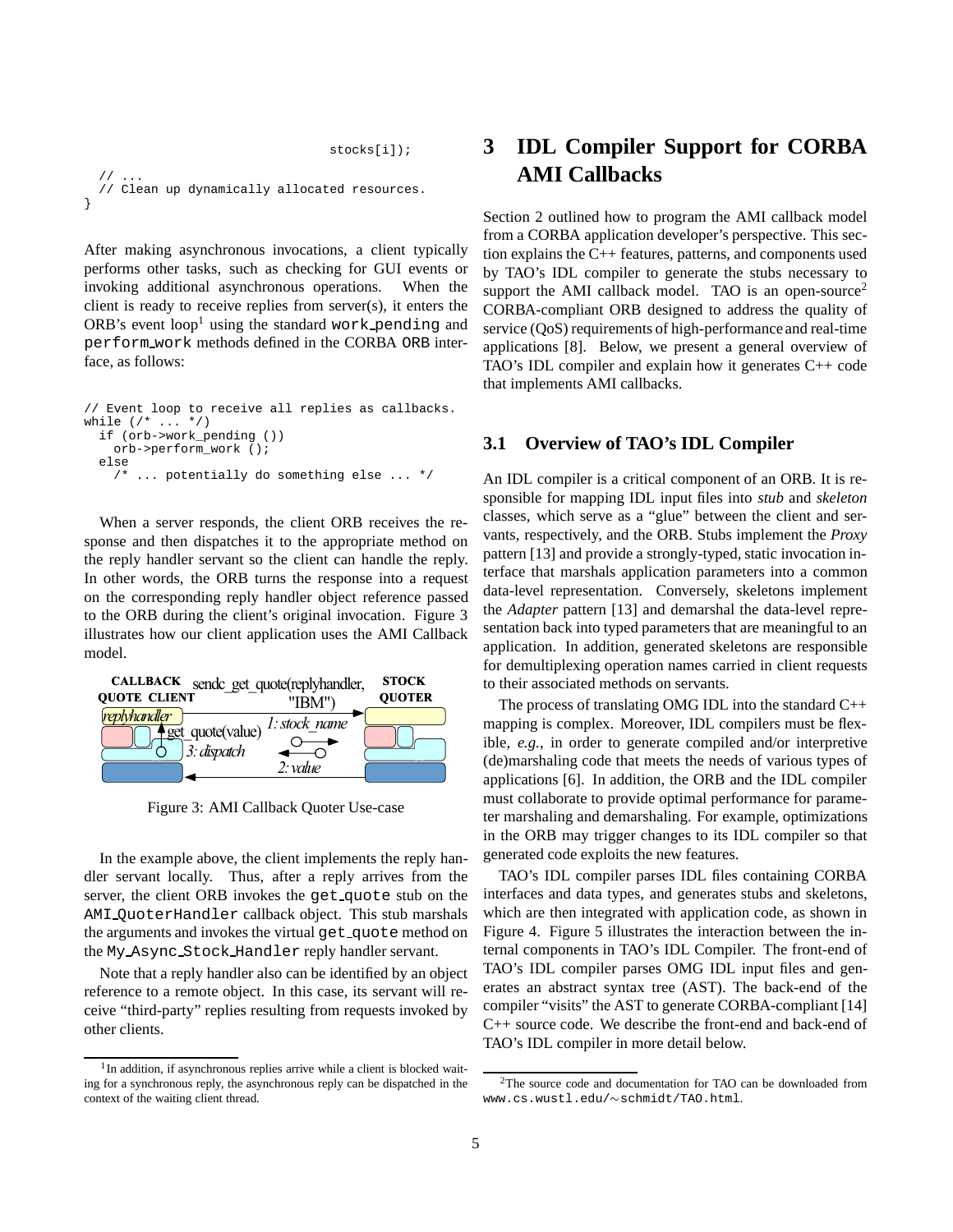```
                                 stocks[i]);

  // ...
  // Clean up dynamically allocated resources.
}
```

After making asynchronous invocations, a client typically performs other tasks, such as checking for GUI events or invoking additional asynchronous operations. When the client is ready to receive replies from server(s), it enters the ORB's event loop[1] using the standard `work_pending` and `perform_work` methods defined in the CORBA `ORB` interface, as follows:

```
// Event loop to receive all replies as callbacks.
while (/* ... */)
  if (orb->work_pending ())
    orb->perform_work ();
  else
    /* ... potentially do something else ... */
```

When a server responds, the client ORB receives the response and then dispatches it to the appropriate method on the reply handler servant so the client can handle the reply. In other words, the ORB turns the response into a request on the corresponding reply handler object reference passed to the ORB during the client's original invocation. Figure 3 illustrates how our client application uses the AMI Callback model.

Figure 3: AMI Callback Quoter Use-case

In the example above, the client implements the reply handler servant locally. Thus, after a reply arrives from the server, the client ORB invokes the `get_quote` stub on the `AMI_QuoterHandler` callback object. This stub marshals the arguments and invokes the virtual `get_quote` method on the `My_Async_Stock_Handler` reply handler servant.

Note that a reply handler also can be identified by an object reference to a remote object. In this case, its servant will receive "third-party" replies resulting from requests invoked by other clients.

[1] In addition, if asynchronous replies arrive while a client is blocked waiting for a synchronous reply, the asynchronous reply can be dispatched in the context of the waiting client thread.

# 3 IDL Compiler Support for CORBA AMI Callbacks

Section 2 outlined how to program the AMI callback model from a CORBA application developer's perspective. This section explains the C++ features, patterns, and components used by TAO's IDL compiler to generate the stubs necessary to support the AMI callback model. TAO is an open-source[2] CORBA-compliant ORB designed to address the quality of service (QoS) requirements of high-performance and real-time applications [8]. Below, we present a general overview of TAO's IDL compiler and explain how it generates C++ code that implements AMI callbacks.

## 3.1 Overview of TAO's IDL Compiler

An IDL compiler is a critical component of an ORB. It is responsible for mapping IDL input files into *stub* and *skeleton* classes, which serve as a "glue" between the client and servants, respectively, and the ORB. Stubs implement the *Proxy* pattern [13] and provide a strongly-typed, static invocation interface that marshals application parameters into a common data-level representation. Conversely, skeletons implement the *Adapter* pattern [13] and demarshal the data-level representation back into typed parameters that are meaningful to an application. In addition, generated skeletons are responsible for demultiplexing operation names carried in client requests to their associated methods on servants.

The process of translating OMG IDL into the standard C++ mapping is complex. Moreover, IDL compilers must be flexible, *e.g.*, in order to generate compiled and/or interpretive (de)marshaling code that meets the needs of various types of applications [6]. In addition, the ORB and the IDL compiler must collaborate to provide optimal performance for parameter marshaling and demarshaling. For example, optimizations in the ORB may trigger changes to its IDL compiler so that generated code exploits the new features.

TAO's IDL compiler parses IDL files containing CORBA interfaces and data types, and generates stubs and skeletons, which are then integrated with application code, as shown in Figure 4. Figure 5 illustrates the interaction between the internal components in TAO's IDL Compiler. The front-end of TAO's IDL compiler parses OMG IDL input files and generates an abstract syntax tree (AST). The back-end of the compiler "visits" the AST to generate CORBA-compliant [14] C++ source code. We describe the front-end and back-end of TAO's IDL compiler in more detail below.

[2] The source code and documentation for TAO can be downloaded from `www.cs.wustl.edu/~schmidt/TAO.html`.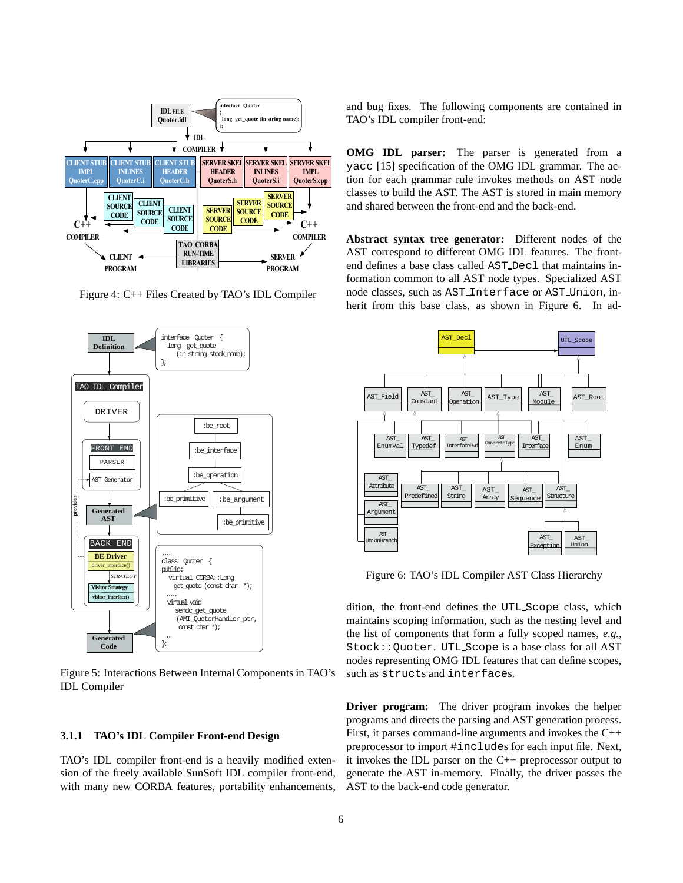Figure 4: C++ Files Created by TAO's IDL Compiler

Figure 5: Interactions Between Internal Components in TAO's IDL Compiler

### 3.1.1 TAO's IDL Compiler Front-end Design

TAO's IDL compiler front-end is a heavily modified extension of the freely available SunSoft IDL compiler front-end, with many new CORBA features, portability enhancements, and bug fixes. The following components are contained in TAO's IDL compiler front-end:

**OMG IDL parser:** The parser is generated from a `yacc` [15] specification of the OMG IDL grammar. The action for each grammar rule invokes methods on AST node classes to build the AST. The AST is stored in main memory and shared between the front-end and the back-end.

**Abstract syntax tree generator:** Different nodes of the AST correspond to different OMG IDL features. The front-end defines a base class called `AST_Decl` that maintains information common to all AST node types. Specialized AST node classes, such as `AST_Interface` or `AST_Union`, inherit from this base class, as shown in Figure 6. In addition, the front-end defines the `UTL_Scope` class, which maintains scoping information, such as the nesting level and the list of components that form a fully scoped names, *e.g.*, `Stock::Quoter`. `UTL_Scope` is a base class for all AST nodes representing OMG IDL features that can define scopes, such as `struct`s and `interface`s.

Figure 6: TAO's IDL Compiler AST Class Hierarchy

**Driver program:** The driver program invokes the helper programs and directs the parsing and AST generation process. First, it parses command-line arguments and invokes the C++ preprocessor to import `#include`s for each input file. Next, it invokes the IDL parser on the C++ preprocessor output to generate the AST in-memory. Finally, the driver passes the AST to the back-end code generator.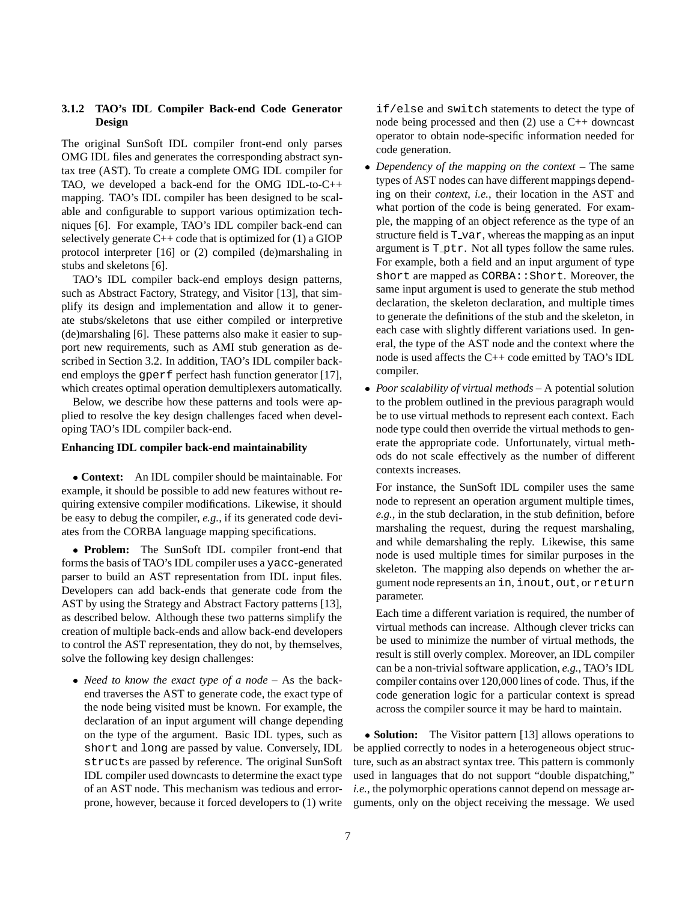### 3.1.2 TAO's IDL Compiler Back-end Code Generator Design

The original SunSoft IDL compiler front-end only parses OMG IDL files and generates the corresponding abstract syntax tree (AST). To create a complete OMG IDL compiler for TAO, we developed a back-end for the OMG IDL-to-C++ mapping. TAO's IDL compiler has been designed to be scalable and configurable to support various optimization techniques [6]. For example, TAO's IDL compiler back-end can selectively generate C++ code that is optimized for (1) a GIOP protocol interpreter [16] or (2) compiled (de)marshaling in stubs and skeletons [6].

TAO's IDL compiler back-end employs design patterns, such as Abstract Factory, Strategy, and Visitor [13], that simplify its design and implementation and allow it to generate stubs/skeletons that use either compiled or interpretive (de)marshaling [6]. These patterns also make it easier to support new requirements, such as AMI stub generation as described in Section 3.2. In addition, TAO's IDL compiler back-end employs the `gperf` perfect hash function generator [17], which creates optimal operation demultiplexers automatically.

Below, we describe how these patterns and tools were applied to resolve the key design challenges faced when developing TAO's IDL compiler back-end.

**Enhancing IDL compiler back-end maintainability**

• **Context:** An IDL compiler should be maintainable. For example, it should be possible to add new features without requiring extensive compiler modifications. Likewise, it should be easy to debug the compiler, *e.g.*, if its generated code deviates from the CORBA language mapping specifications.

• **Problem:** The SunSoft IDL compiler front-end that forms the basis of TAO's IDL compiler uses a `yacc`-generated parser to build an AST representation from IDL input files. Developers can add back-ends that generate code from the AST by using the Strategy and Abstract Factory patterns [13], as described below. Although these two patterns simplify the creation of multiple back-ends and allow back-end developers to control the AST representation, they do not, by themselves, solve the following key design challenges:

- *Need to know the exact type of a node* – As the back-end traverses the AST to generate code, the exact type of the node being visited must be known. For example, the declaration of an input argument will change depending on the type of the argument. Basic IDL types, such as `short` and `long` are passed by value. Conversely, IDL `struct`s are passed by reference. The original SunSoft IDL compiler used downcasts to determine the exact type of an AST node. This mechanism was tedious and error-prone, however, because it forced developers to (1) write `if/else` and `switch` statements to detect the type of node being processed and then (2) use a C++ downcast operator to obtain node-specific information needed for code generation.
- *Dependency of the mapping on the context* – The same types of AST nodes can have different mappings depending on their *context*, *i.e.*, their location in the AST and what portion of the code is being generated. For example, the mapping of an object reference as the type of an structure field is `T_var`, whereas the mapping as an input argument is `T_ptr`. Not all types follow the same rules. For example, both a field and an input argument of type `short` are mapped as `CORBA::Short`. Moreover, the same input argument is used to generate the stub method declaration, the skeleton declaration, and multiple times to generate the definitions of the stub and the skeleton, in each case with slightly different variations used. In general, the type of the AST node and the context where the node is used affects the C++ code emitted by TAO's IDL compiler.
- *Poor scalability of virtual methods* – A potential solution to the problem outlined in the previous paragraph would be to use virtual methods to represent each context. Each node type could then override the virtual methods to generate the appropriate code. Unfortunately, virtual methods do not scale effectively as the number of different contexts increases.

  For instance, the SunSoft IDL compiler uses the same node to represent an operation argument multiple times, *e.g.*, in the stub declaration, in the stub definition, before marshaling the request, during the request marshaling, and while demarshaling the reply. Likewise, this same node is used multiple times for similar purposes in the skeleton. The mapping also depends on whether the argument node represents an `in`, `inout`, `out`, or `return` parameter.

  Each time a different variation is required, the number of virtual methods can increase. Although clever tricks can be used to minimize the number of virtual methods, the result is still overly complex. Moreover, an IDL compiler can be a non-trivial software application, *e.g.*, TAO's IDL compiler contains over 120,000 lines of code. Thus, if the code generation logic for a particular context is spread across the compiler source it may be hard to maintain.

• **Solution:** The Visitor pattern [13] allows operations to be applied correctly to nodes in a heterogeneous object structure, such as an abstract syntax tree. This pattern is commonly used in languages that do not support "double dispatching," *i.e.*, the polymorphic operations cannot depend on message arguments, only on the object receiving the message. We used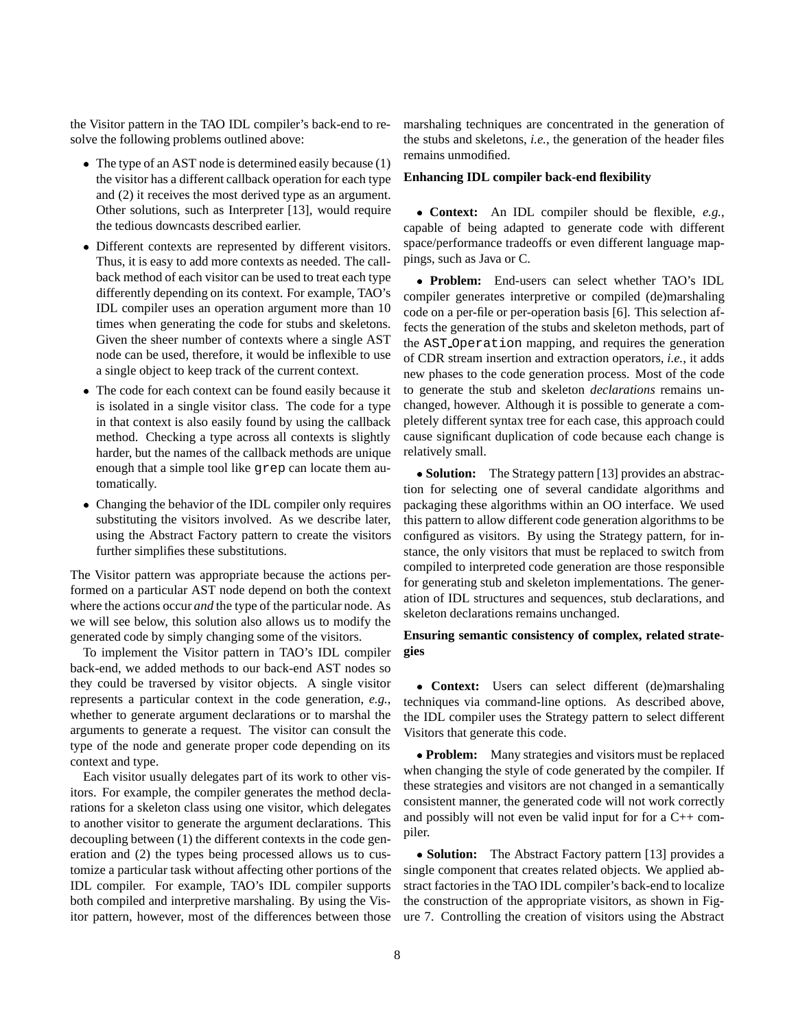the Visitor pattern in the TAO IDL compiler's back-end to resolve the following problems outlined above:

- The type of an AST node is determined easily because (1) the visitor has a different callback operation for each type and (2) it receives the most derived type as an argument. Other solutions, such as Interpreter [13], would require the tedious downcasts described earlier.
- Different contexts are represented by different visitors. Thus, it is easy to add more contexts as needed. The callback method of each visitor can be used to treat each type differently depending on its context. For example, TAO's IDL compiler uses an operation argument more than 10 times when generating the code for stubs and skeletons. Given the sheer number of contexts where a single AST node can be used, therefore, it would be inflexible to use a single object to keep track of the current context.
- The code for each context can be found easily because it is isolated in a single visitor class. The code for a type in that context is also easily found by using the callback method. Checking a type across all contexts is slightly harder, but the names of the callback methods are unique enough that a simple tool like `grep` can locate them automatically.
- Changing the behavior of the IDL compiler only requires substituting the visitors involved. As we describe later, using the Abstract Factory pattern to create the visitors further simplifies these substitutions.

The Visitor pattern was appropriate because the actions performed on a particular AST node depend on both the context where the actions occur *and* the type of the particular node. As we will see below, this solution also allows us to modify the generated code by simply changing some of the visitors.

To implement the Visitor pattern in TAO's IDL compiler back-end, we added methods to our back-end AST nodes so they could be traversed by visitor objects. A single visitor represents a particular context in the code generation, *e.g.*, whether to generate argument declarations or to marshal the arguments to generate a request. The visitor can consult the type of the node and generate proper code depending on its context and type.

Each visitor usually delegates part of its work to other visitors. For example, the compiler generates the method declarations for a skeleton class using one visitor, which delegates to another visitor to generate the argument declarations. This decoupling between (1) the different contexts in the code generation and (2) the types being processed allows us to customize a particular task without affecting other portions of the IDL compiler. For example, TAO's IDL compiler supports both compiled and interpretive marshaling. By using the Visitor pattern, however, most of the differences between those marshaling techniques are concentrated in the generation of the stubs and skeletons, *i.e.*, the generation of the header files remains unmodified.

**Enhancing IDL compiler back-end flexibility**

- **Context:** An IDL compiler should be flexible, *e.g.*, capable of being adapted to generate code with different space/performance tradeoffs or even different language mappings, such as Java or C.

- **Problem:** End-users can select whether TAO's IDL compiler generates interpretive or compiled (de)marshaling code on a per-file or per-operation basis [6]. This selection affects the generation of the stubs and skeleton methods, part of the `AST_Operation` mapping, and requires the generation of CDR stream insertion and extraction operators, *i.e.*, it adds new phases to the code generation process. Most of the code to generate the stub and skeleton *declarations* remains unchanged, however. Although it is possible to generate a completely different syntax tree for each case, this approach could cause significant duplication of code because each change is relatively small.

- **Solution:** The Strategy pattern [13] provides an abstraction for selecting one of several candidate algorithms and packaging these algorithms within an OO interface. We used this pattern to allow different code generation algorithms to be configured as visitors. By using the Strategy pattern, for instance, the only visitors that must be replaced to switch from compiled to interpreted code generation are those responsible for generating stub and skeleton implementations. The generation of IDL structures and sequences, stub declarations, and skeleton declarations remains unchanged.

**Ensuring semantic consistency of complex, related strategies**

- **Context:** Users can select different (de)marshaling techniques via command-line options. As described above, the IDL compiler uses the Strategy pattern to select different Visitors that generate this code.

- **Problem:** Many strategies and visitors must be replaced when changing the style of code generated by the compiler. If these strategies and visitors are not changed in a semantically consistent manner, the generated code will not work correctly and possibly will not even be valid input for for a C++ compiler.

- **Solution:** The Abstract Factory pattern [13] provides a single component that creates related objects. We applied abstract factories in the TAO IDL compiler's back-end to localize the construction of the appropriate visitors, as shown in Figure 7. Controlling the creation of visitors using the Abstract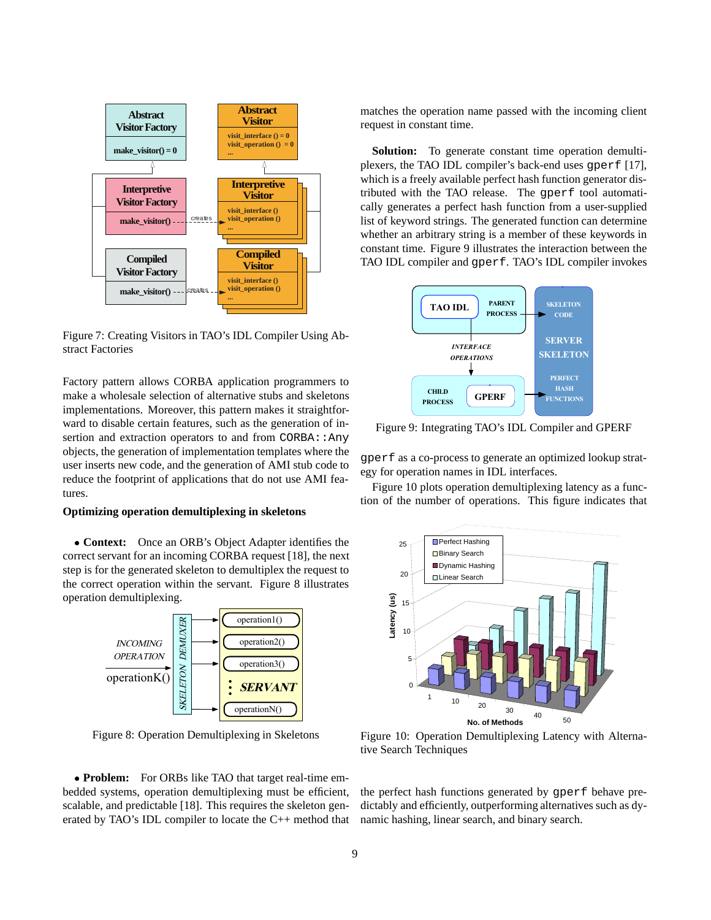Figure 7: Creating Visitors in TAO's IDL Compiler Using Abstract Factories

Factory pattern allows CORBA application programmers to make a wholesale selection of alternative stubs and skeletons implementations. Moreover, this pattern makes it straightforward to disable certain features, such as the generation of insertion and extraction operators to and from `CORBA::Any` objects, the generation of implementation templates where the user inserts new code, and the generation of AMI stub code to reduce the footprint of applications that do not use AMI features.

**Optimizing operation demultiplexing in skeletons**

- **Context:** Once an ORB's Object Adapter identifies the correct servant for an incoming CORBA request [18], the next step is for the generated skeleton to demultiplex the request to the correct operation within the servant. Figure 8 illustrates operation demultiplexing.

Figure 8: Operation Demultiplexing in Skeletons

- **Problem:** For ORBs like TAO that target real-time embedded systems, operation demultiplexing must be efficient, scalable, and predictable [18]. This requires the skeleton generated by TAO's IDL compiler to locate the C++ method that matches the operation name passed with the incoming client request in constant time.

**Solution:** To generate constant time operation demultiplexers, the TAO IDL compiler's back-end uses `gperf` [17], which is a freely available perfect hash function generator distributed with the TAO release. The `gperf` tool automatically generates a perfect hash function from a user-supplied list of keyword strings. The generated function can determine whether an arbitrary string is a member of these keywords in constant time. Figure 9 illustrates the interaction between the TAO IDL compiler and `gperf`. TAO's IDL compiler invokes `gperf` as a co-process to generate an optimized lookup strategy for operation names in IDL interfaces.

Figure 9: Integrating TAO's IDL Compiler and GPERF

Figure 10 plots operation demultiplexing latency as a function of the number of operations. This figure indicates that the perfect hash functions generated by `gperf` behave predictably and efficiently, outperforming alternatives such as dynamic hashing, linear search, and binary search.

Figure 10: Operation Demultiplexing Latency with Alternative Search Techniques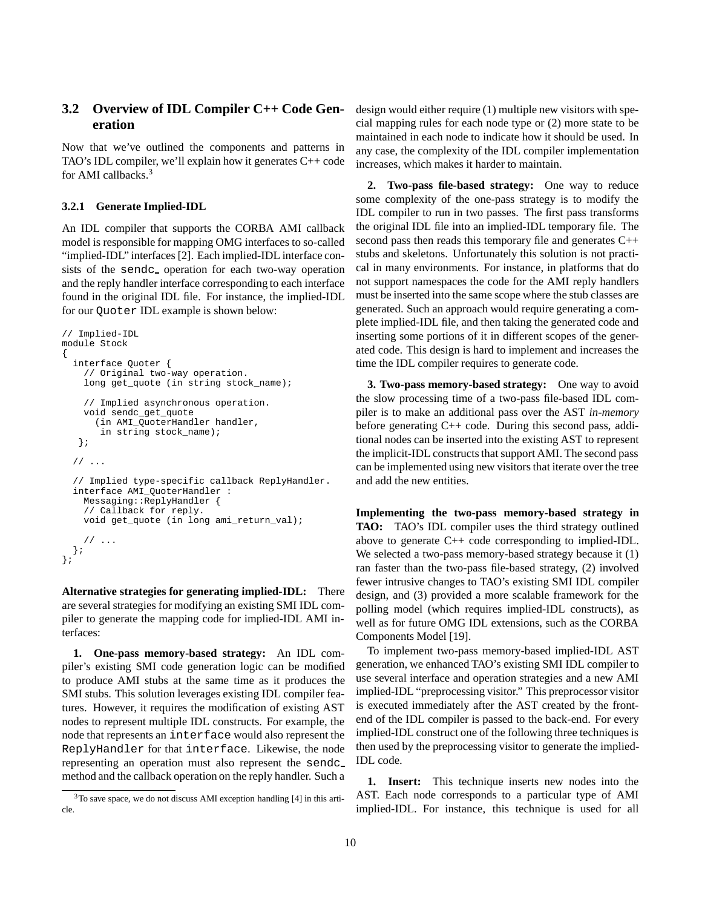## 3.2 Overview of IDL Compiler C++ Code Generation

Now that we've outlined the components and patterns in TAO's IDL compiler, we'll explain how it generates C++ code for AMI callbacks.[3]

### 3.2.1 Generate Implied-IDL

An IDL compiler that supports the CORBA AMI callback model is responsible for mapping OMG interfaces to so-called "implied-IDL" interfaces [2]. Each implied-IDL interface consists of the sendc_ operation for each two-way operation and the reply handler interface corresponding to each interface found in the original IDL file. For instance, the implied-IDL for our Quoter IDL example is shown below:

```
// Implied-IDL
module Stock
{
  interface Quoter {
    // Original two-way operation.
    long get_quote (in string stock_name);

    // Implied asynchronous operation.
    void sendc_get_quote
      (in AMI_QuoterHandler handler,
       in string stock_name);
   };

  // ...

  // Implied type-specific callback ReplyHandler.
  interface AMI_QuoterHandler :
    Messaging::ReplyHandler {
    // Callback for reply.
    void get_quote (in long ami_return_val);

    // ...
  };
};
```

**Alternative strategies for generating implied-IDL:** There are several strategies for modifying an existing SMI IDL compiler to generate the mapping code for implied-IDL AMI interfaces:

**1. One-pass memory-based strategy:** An IDL compiler's existing SMI code generation logic can be modified to produce AMI stubs at the same time as it produces the SMI stubs. This solution leverages existing IDL compiler features. However, it requires the modification of existing AST nodes to represent multiple IDL constructs. For example, the node that represents an interface would also represent the ReplyHandler for that interface. Likewise, the node representing an operation must also represent the sendc_ method and the callback operation on the reply handler. Such a design would either require (1) multiple new visitors with special mapping rules for each node type or (2) more state to be maintained in each node to indicate how it should be used. In any case, the complexity of the IDL compiler implementation increases, which makes it harder to maintain.

**2. Two-pass file-based strategy:** One way to reduce some complexity of the one-pass strategy is to modify the IDL compiler to run in two passes. The first pass transforms the original IDL file into an implied-IDL temporary file. The second pass then reads this temporary file and generates C++ stubs and skeletons. Unfortunately this solution is not practical in many environments. For instance, in platforms that do not support namespaces the code for the AMI reply handlers must be inserted into the same scope where the stub classes are generated. Such an approach would require generating a complete implied-IDL file, and then taking the generated code and inserting some portions of it in different scopes of the generated code. This design is hard to implement and increases the time the IDL compiler requires to generate code.

**3. Two-pass memory-based strategy:** One way to avoid the slow processing time of a two-pass file-based IDL compiler is to make an additional pass over the AST *in-memory* before generating C++ code. During this second pass, additional nodes can be inserted into the existing AST to represent the implicit-IDL constructs that support AMI. The second pass can be implemented using new visitors that iterate over the tree and add the new entities.

**Implementing the two-pass memory-based strategy in TAO:** TAO's IDL compiler uses the third strategy outlined above to generate C++ code corresponding to implied-IDL. We selected a two-pass memory-based strategy because it (1) ran faster than the two-pass file-based strategy, (2) involved fewer intrusive changes to TAO's existing SMI IDL compiler design, and (3) provided a more scalable framework for the polling model (which requires implied-IDL constructs), as well as for future OMG IDL extensions, such as the CORBA Components Model [19].

To implement two-pass memory-based implied-IDL AST generation, we enhanced TAO's existing SMI IDL compiler to use several interface and operation strategies and a new AMI implied-IDL "preprocessing visitor." This preprocessor visitor is executed immediately after the AST created by the front-end of the IDL compiler is passed to the back-end. For every implied-IDL construct one of the following three techniques is then used by the preprocessing visitor to generate the implied-IDL code.

**1. Insert:** This technique inserts new nodes into the AST. Each node corresponds to a particular type of AMI implied-IDL. For instance, this technique is used for all

[3] To save space, we do not discuss AMI exception handling [4] in this article.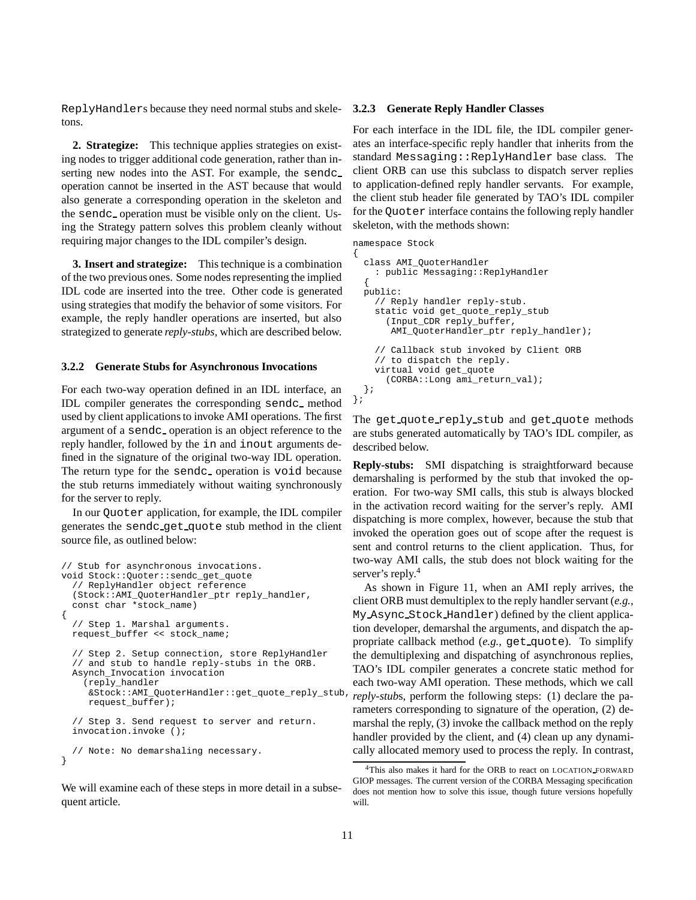`ReplyHandler`s because they need normal stubs and skeletons.

**2. Strategize:** This technique applies strategies on existing nodes to trigger additional code generation, rather than inserting new nodes into the AST. For example, the `sendc_` operation cannot be inserted in the AST because that would also generate a corresponding operation in the skeleton and the `sendc_` operation must be visible only on the client. Using the Strategy pattern solves this problem cleanly without requiring major changes to the IDL compiler's design.

**3. Insert and strategize:** This technique is a combination of the two previous ones. Some nodes representing the implied IDL code are inserted into the tree. Other code is generated using strategies that modify the behavior of some visitors. For example, the reply handler operations are inserted, but also strategized to generate *reply-stubs*, which are described below.

### 3.2.2 Generate Stubs for Asynchronous Invocations

For each two-way operation defined in an IDL interface, an IDL compiler generates the corresponding `sendc_` method used by client applications to invoke AMI operations. The first argument of a `sendc_` operation is an object reference to the reply handler, followed by the `in` and `inout` arguments defined in the signature of the original two-way IDL operation. The return type for the `sendc_` operation is `void` because the stub returns immediately without waiting synchronously for the server to reply.

In our `Quoter` application, for example, the IDL compiler generates the `sendc_get_quote` stub method in the client source file, as outlined below:

```
// Stub for asynchronous invocations.
void Stock::Quoter::sendc_get_quote
  // ReplyHandler object reference
  (Stock::AMI_QuoterHandler_ptr reply_handler,
  const char *stock_name)
{
  // Step 1. Marshal arguments.
  request_buffer << stock_name;

  // Step 2. Setup connection, store ReplyHandler
  // and stub to handle reply-stubs in the ORB.
  Asynch_Invocation invocation
    (reply_handler
     &Stock::AMI_QuoterHandler::get_quote_reply_stub,
     request_buffer);

  // Step 3. Send request to server and return.
  invocation.invoke ();

  // Note: No demarshaling necessary.
}
```

We will examine each of these steps in more detail in a subsequent article.

### 3.2.3 Generate Reply Handler Classes

For each interface in the IDL file, the IDL compiler generates an interface-specific reply handler that inherits from the standard `Messaging::ReplyHandler` base class. The client ORB can use this subclass to dispatch server replies to application-defined reply handler servants. For example, the client stub header file generated by TAO's IDL compiler for the `Quoter` interface contains the following reply handler skeleton, with the methods shown:

```
namespace Stock
{
  class AMI_QuoterHandler
    : public Messaging::ReplyHandler
  {
  public:
    // Reply handler reply-stub.
    static void get_quote_reply_stub
      (Input_CDR reply_buffer,
       AMI_QuoterHandler_ptr reply_handler);

    // Callback stub invoked by Client ORB
    // to dispatch the reply.
    virtual void get_quote
      (CORBA::Long ami_return_val);
  };
};
```

The `get_quote_reply_stub` and `get_quote` methods are stubs generated automatically by TAO's IDL compiler, as described below.

**Reply-stubs:** SMI dispatching is straightforward because demarshaling is performed by the stub that invoked the operation. For two-way SMI calls, this stub is always blocked in the activation record waiting for the server's reply. AMI dispatching is more complex, however, because the stub that invoked the operation goes out of scope after the request is sent and control returns to the client application. Thus, for two-way AMI calls, the stub does not block waiting for the server's reply.[4]

As shown in Figure 11, when an AMI reply arrives, the client ORB must demultiplex to the reply handler servant (*e.g.*, `My_Async_Stock_Handler`) defined by the client application developer, demarshal the arguments, and dispatch the appropriate callback method (*e.g.*, `get_quote`). To simplify the demultiplexing and dispatching of asynchronous replies, TAO's IDL compiler generates a concrete static method for each two-way AMI operation. These methods, which we call *reply-stub*s, perform the following steps: (1) declare the parameters corresponding to signature of the operation, (2) demarshal the reply, (3) invoke the callback method on the reply handler provided by the client, and (4) clean up any dynamically allocated memory used to process the reply. In contrast,

[4]This also makes it hard for the ORB to react on LOCATION_FORWARD GIOP messages. The current version of the CORBA Messaging specification does not mention how to solve this issue, though future versions hopefully will.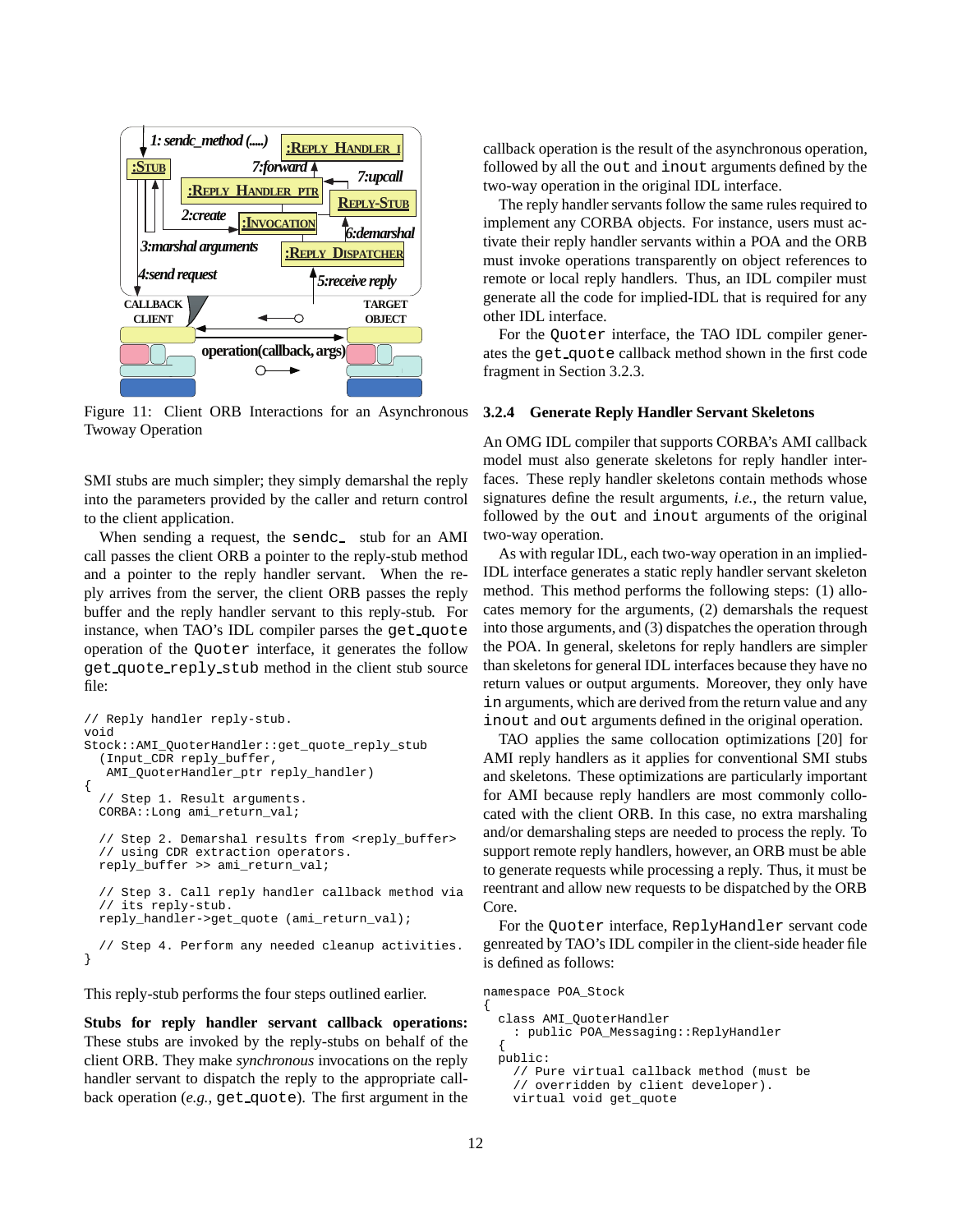Figure 11: Client ORB Interactions for an Asynchronous Twoway Operation

SMI stubs are much simpler; they simply demarshal the reply into the parameters provided by the caller and return control to the client application.

When sending a request, the `sendc_` stub for an AMI call passes the client ORB a pointer to the reply-stub method and a pointer to the reply handler servant. When the reply arrives from the server, the client ORB passes the reply buffer and the reply handler servant to this reply-stub. For instance, when TAO's IDL compiler parses the `get_quote` operation of the `Quoter` interface, it generates the follow `get_quote_reply_stub` method in the client stub source file:

```
// Reply handler reply-stub.
void
Stock::AMI_QuoterHandler::get_quote_reply_stub
  (Input_CDR reply_buffer,
   AMI_QuoterHandler_ptr reply_handler)
{
  // Step 1. Result arguments.
  CORBA::Long ami_return_val;

  // Step 2. Demarshal results from <reply_buffer>
  // using CDR extraction operators.
  reply_buffer >> ami_return_val;

  // Step 3. Call reply handler callback method via
  // its reply-stub.
  reply_handler->get_quote (ami_return_val);

  // Step 4. Perform any needed cleanup activities.
}
```

This reply-stub performs the four steps outlined earlier.

**Stubs for reply handler servant callback operations:** These stubs are invoked by the reply-stubs on behalf of the client ORB. They make *synchronous* invocations on the reply handler servant to dispatch the reply to the appropriate callback operation (*e.g.,* `get_quote`). The first argument in the callback operation is the result of the asynchronous operation, followed by all the `out` and `inout` arguments defined by the two-way operation in the original IDL interface.

The reply handler servants follow the same rules required to implement any CORBA objects. For instance, users must activate their reply handler servants within a POA and the ORB must invoke operations transparently on object references to remote or local reply handlers. Thus, an IDL compiler must generate all the code for implied-IDL that is required for any other IDL interface.

For the `Quoter` interface, the TAO IDL compiler generates the `get_quote` callback method shown in the first code fragment in Section 3.2.3.

### 3.2.4 Generate Reply Handler Servant Skeletons

An OMG IDL compiler that supports CORBA's AMI callback model must also generate skeletons for reply handler interfaces. These reply handler skeletons contain methods whose signatures define the result arguments, *i.e.,* the return value, followed by the `out` and `inout` arguments of the original two-way operation.

As with regular IDL, each two-way operation in an implied-IDL interface generates a static reply handler servant skeleton method. This method performs the following steps: (1) allocates memory for the arguments, (2) demarshals the request into those arguments, and (3) dispatches the operation through the POA. In general, skeletons for reply handlers are simpler than skeletons for general IDL interfaces because they have no return values or output arguments. Moreover, they only have `in` arguments, which are derived from the return value and any `inout` and `out` arguments defined in the original operation.

TAO applies the same collocation optimizations [20] for AMI reply handlers as it applies for conventional SMI stubs and skeletons. These optimizations are particularly important for AMI because reply handlers are most commonly collocated with the client ORB. In this case, no extra marshaling and/or demarshaling steps are needed to process the reply. To support remote reply handlers, however, an ORB must be able to generate requests while processing a reply. Thus, it must be reentrant and allow new requests to be dispatched by the ORB Core.

For the `Quoter` interface, `ReplyHandler` servant code genreated by TAO's IDL compiler in the client-side header file is defined as follows:

```
namespace POA_Stock
{
  class AMI_QuoterHandler
    : public POA_Messaging::ReplyHandler
  {
  public:
    // Pure virtual callback method (must be
    // overridden by client developer).
    virtual void get_quote
```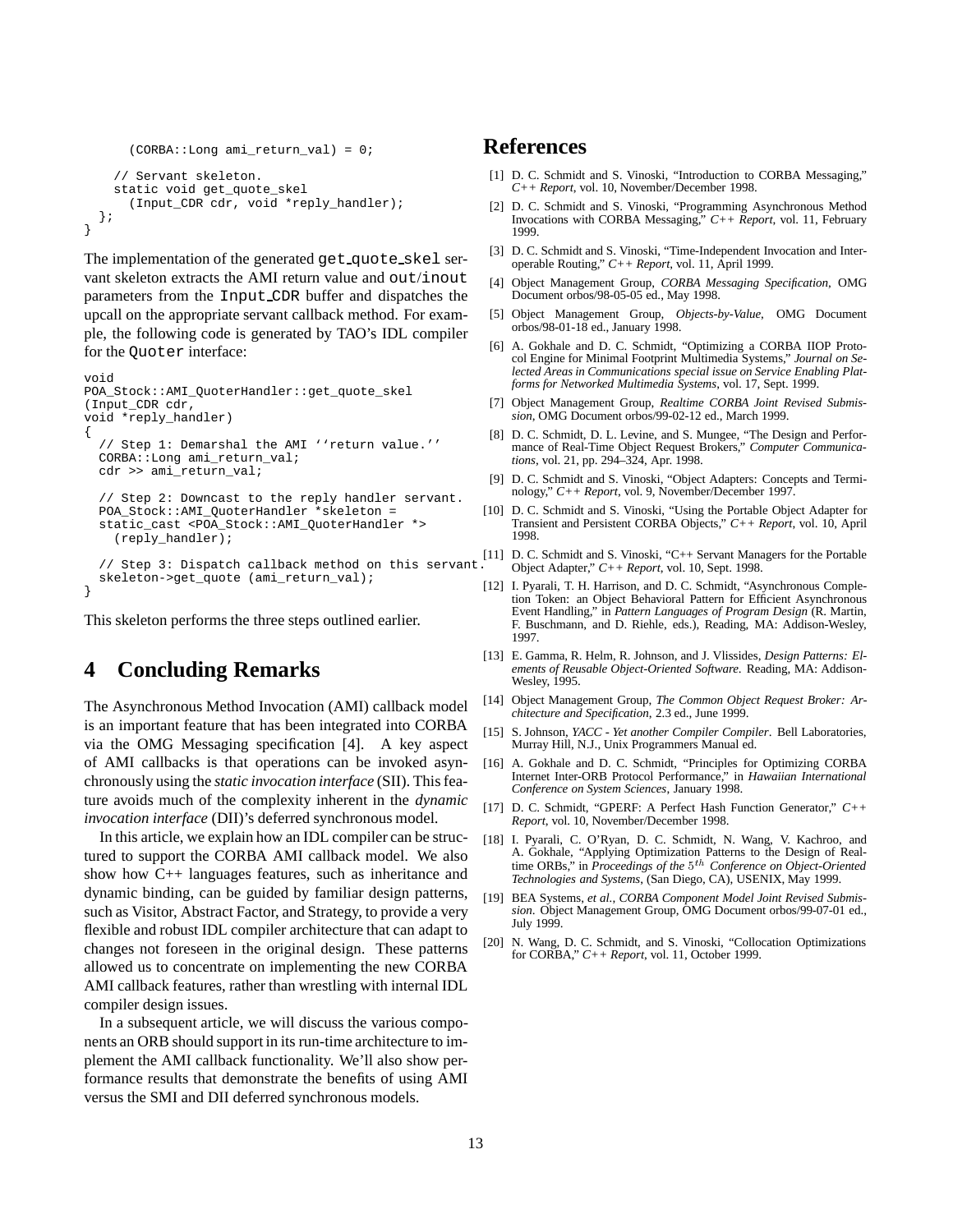```
      (CORBA::Long ami_return_val) = 0;

    // Servant skeleton.
    static void get_quote_skel
      (Input_CDR cdr, void *reply_handler);
  };
}
```

The implementation of the generated get_quote_skel servant skeleton extracts the AMI return value and out/inout parameters from the Input_CDR buffer and dispatches the upcall on the appropriate servant callback method. For example, the following code is generated by TAO's IDL compiler for the Quoter interface:

```
void
POA_Stock::AMI_QuoterHandler::get_quote_skel
(Input_CDR cdr,
void *reply_handler)
{
  // Step 1: Demarshal the AMI ''return value.''
  CORBA::Long ami_return_val;
  cdr >> ami_return_val;

  // Step 2: Downcast to the reply handler servant.
  POA_Stock::AMI_QuoterHandler *skeleton =
  static_cast <POA_Stock::AMI_QuoterHandler *>
    (reply_handler);

  // Step 3: Dispatch callback method on this servant.
  skeleton->get_quote (ami_return_val);
}
```

This skeleton performs the three steps outlined earlier.

## 4 Concluding Remarks

The Asynchronous Method Invocation (AMI) callback model is an important feature that has been integrated into CORBA via the OMG Messaging specification [4]. A key aspect of AMI callbacks is that operations can be invoked asynchronously using the *static invocation interface* (SII). This feature avoids much of the complexity inherent in the *dynamic invocation interface* (DII)'s deferred synchronous model.

In this article, we explain how an IDL compiler can be structured to support the CORBA AMI callback model. We also show how C++ languages features, such as inheritance and dynamic binding, can be guided by familiar design patterns, such as Visitor, Abstract Factor, and Strategy, to provide a very flexible and robust IDL compiler architecture that can adapt to changes not foreseen in the original design. These patterns allowed us to concentrate on implementing the new CORBA AMI callback features, rather than wrestling with internal IDL compiler design issues.

In a subsequent article, we will discuss the various components an ORB should support in its run-time architecture to implement the AMI callback functionality. We'll also show performance results that demonstrate the benefits of using AMI versus the SMI and DII deferred synchronous models.

## References

[1] D. C. Schmidt and S. Vinoski, "Introduction to CORBA Messaging," *C++ Report*, vol. 10, November/December 1998.

[2] D. C. Schmidt and S. Vinoski, "Programming Asynchronous Method Invocations with CORBA Messaging," *C++ Report*, vol. 11, February 1999.

[3] D. C. Schmidt and S. Vinoski, "Time-Independent Invocation and Interoperable Routing," *C++ Report*, vol. 11, April 1999.

[4] Object Management Group, *CORBA Messaging Specification*, OMG Document orbos/98-05-05 ed., May 1998.

[5] Object Management Group, *Objects-by-Value*, OMG Document orbos/98-01-18 ed., January 1998.

[6] A. Gokhale and D. C. Schmidt, "Optimizing a CORBA IIOP Protocol Engine for Minimal Footprint Multimedia Systems," *Journal on Selected Areas in Communications special issue on Service Enabling Platforms for Networked Multimedia Systems*, vol. 17, Sept. 1999.

[7] Object Management Group, *Realtime CORBA Joint Revised Submission*, OMG Document orbos/99-02-12 ed., March 1999.

[8] D. C. Schmidt, D. L. Levine, and S. Mungee, "The Design and Performance of Real-Time Object Request Brokers," *Computer Communications*, vol. 21, pp. 294–324, Apr. 1998.

[9] D. C. Schmidt and S. Vinoski, "Object Adapters: Concepts and Terminology," *C++ Report*, vol. 9, November/December 1997.

[10] D. C. Schmidt and S. Vinoski, "Using the Portable Object Adapter for Transient and Persistent CORBA Objects," *C++ Report*, vol. 10, April 1998.

[11] D. C. Schmidt and S. Vinoski, "C++ Servant Managers for the Portable Object Adapter," *C++ Report*, vol. 10, Sept. 1998.

[12] I. Pyarali, T. H. Harrison, and D. C. Schmidt, "Asynchronous Completion Token: an Object Behavioral Pattern for Efficient Asynchronous Event Handling," in *Pattern Languages of Program Design* (R. Martin, F. Buschmann, and D. Riehle, eds.), Reading, MA: Addison-Wesley, 1997.

[13] E. Gamma, R. Helm, R. Johnson, and J. Vlissides, *Design Patterns: Elements of Reusable Object-Oriented Software*. Reading, MA: Addison-Wesley, 1995.

[14] Object Management Group, *The Common Object Request Broker: Architecture and Specification*, 2.3 ed., June 1999.

[15] S. Johnson, *YACC - Yet another Compiler Compiler*. Bell Laboratories, Murray Hill, N.J., Unix Programmers Manual ed.

[16] A. Gokhale and D. C. Schmidt, "Principles for Optimizing CORBA Internet Inter-ORB Protocol Performance," in *Hawaiian International Conference on System Sciences*, January 1998.

[17] D. C. Schmidt, "GPERF: A Perfect Hash Function Generator," *C++ Report*, vol. 10, November/December 1998.

[18] I. Pyarali, C. O'Ryan, D. C. Schmidt, N. Wang, V. Kachroo, and A. Gokhale, "Applying Optimization Patterns to the Design of Real-time ORBs," in *Proceedings of the $5^{th}$ Conference on Object-Oriented Technologies and Systems*, (San Diego, CA), USENIX, May 1999.

[19] BEA Systems, *et al.*, *CORBA Component Model Joint Revised Submission*. Object Management Group, OMG Document orbos/99-07-01 ed., July 1999.

[20] N. Wang, D. C. Schmidt, and S. Vinoski, "Collocation Optimizations for CORBA," *C++ Report*, vol. 11, October 1999.